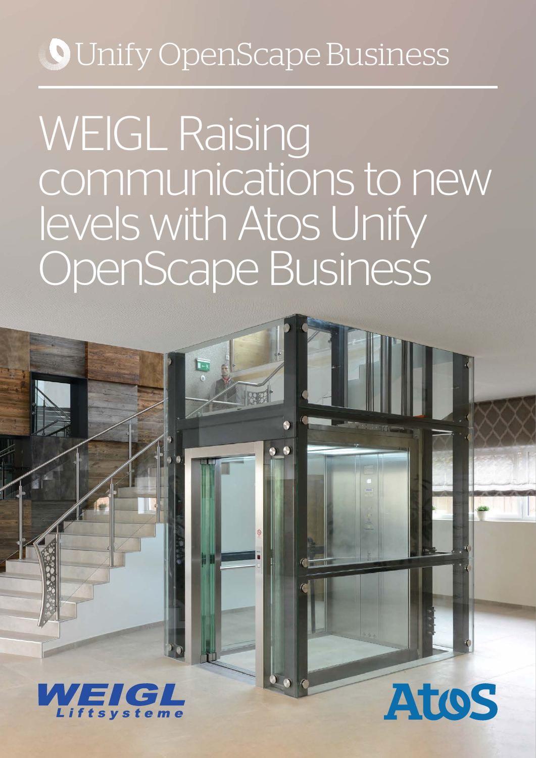Unify OpenScape Business

# WEIGL Raising communications to new levels with Atos Unify OpenScape Business

WEIGL Liftsysteme

Atos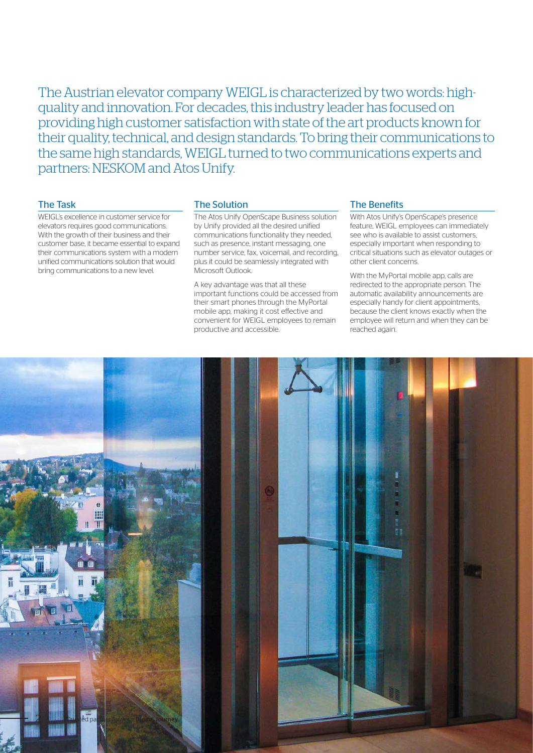The Austrian elevator company WEIGL is characterized by two words: high-quality and innovation. For decades, this industry leader has focused on providing high customer satisfaction with state of the art products known for their quality, technical, and design standards. To bring their communications to the same high standards, WEIGL turned to two communications experts and partners: NESKOM and Atos Unify.

## The Task

WEIGL's excellence in customer service for elevators requires good communications. With the growth of their business and their customer base, it became essential to expand their communications system with a modern unified communications solution that would bring communications to a new level.

## The Solution

The Atos Unify OpenScape Business solution by Unify provided all the desired unified communications functionality they needed, such as presence, instant messaging, one number service, fax, voicemail, and recording, plus it could be seamlessly integrated with Microsoft Outlook.

A key advantage was that all these important functions could be accessed from their smart phones through the MyPortal mobile app, making it cost effective and convenient for WEIGL employees to remain productive and accessible.

## The Benefits

With Atos Unify's OpenScape's presence feature, WEIGL employees can immediately see who is available to assist customers, especially important when responding to critical situations such as elevator outages or other client concerns.

With the MyPortal mobile app, calls are redirected to the appropriate person. The automatic availability announcements are especially handy for client appointments, because the client knows exactly when the employee will return and when they can be reached again.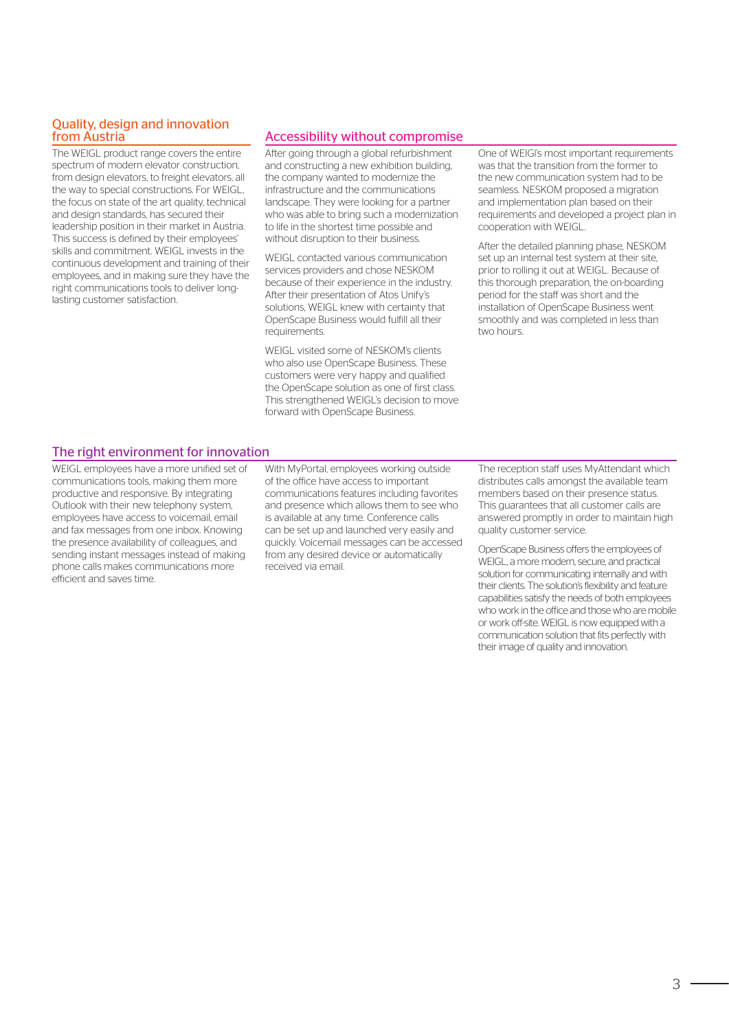## Quality, design and innovation from Austria

The WEIGL product range covers the entire spectrum of modern elevator construction, from design elevators, to freight elevators, all the way to special constructions. For WEIGL, the focus on state of the art quality, technical and design standards, has secured their leadership position in their market in Austria. This success is defined by their employees' skills and commitment. WEIGL invests in the continuous development and training of their employees, and in making sure they have the right communications tools to deliver long-lasting customer satisfaction.

## Accessibility without compromise

After going through a global refurbishment and constructing a new exhibition building, the company wanted to modernize the infrastructure and the communications landscape. They were looking for a partner who was able to bring such a modernization to life in the shortest time possible and without disruption to their business.

WEIGL contacted various communication services providers and chose NESKOM because of their experience in the industry. After their presentation of Atos Unify's solutions, WEIGL knew with certainty that OpenScape Business would fulfill all their requirements.

WEIGL visited some of NESKOM's clients who also use OpenScape Business. These customers were very happy and qualified the OpenScape solution as one of first class. This strengthened WEIGL's decision to move forward with OpenScape Business.

One of WEIGl's most important requirements was that the transition from the former to the new communication system had to be seamless. NESKOM proposed a migration and implementation plan based on their requirements and developed a project plan in cooperation with WEIGL.

After the detailed planning phase, NESKOM set up an internal test system at their site, prior to rolling it out at WEIGL. Because of this thorough preparation, the on-boarding period for the staff was short and the installation of OpenScape Business went smoothly and was completed in less than two hours.

## The right environment for innovation

WEIGL employees have a more unified set of communications tools, making them more productive and responsive. By integrating Outlook with their new telephony system, employees have access to voicemail, email and fax messages from one inbox. Knowing the presence availability of colleagues, and sending instant messages instead of making phone calls makes communications more efficient and saves time.

With MyPortal, employees working outside of the office have access to important communications features including favorites and presence which allows them to see who is available at any time. Conference calls can be set up and launched very easily and quickly. Voicemail messages can be accessed from any desired device or automatically received via email.

The reception staff uses MyAttendant which distributes calls amongst the available team members based on their presence status. This guarantees that all customer calls are answered promptly in order to maintain high quality customer service.

OpenScape Business offers the employees of WEIGL, a more modern, secure, and practical solution for communicating internally and with their clients. The solution's flexibility and feature capabilities satisfy the needs of both employees who work in the office and those who are mobile or work off-site. WEIGL is now equipped with a communication solution that fits perfectly with their image of quality and innovation.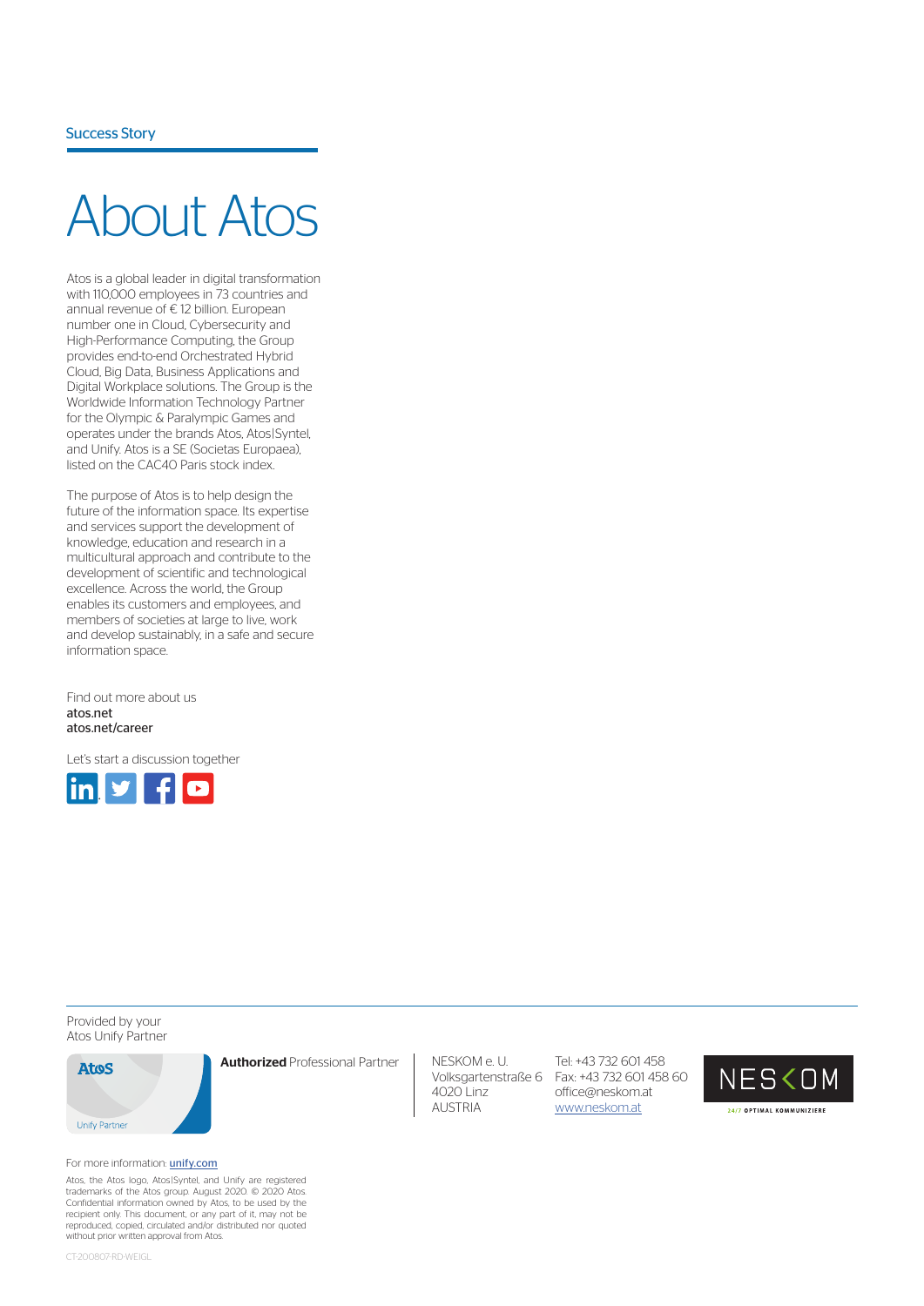Success Story

# About Atos

Atos is a global leader in digital transformation with 110,000 employees in 73 countries and annual revenue of € 12 billion. European number one in Cloud, Cybersecurity and High-Performance Computing, the Group provides end-to-end Orchestrated Hybrid Cloud, Big Data, Business Applications and Digital Workplace solutions. The Group is the Worldwide Information Technology Partner for the Olympic & Paralympic Games and operates under the brands Atos, Atos|Syntel, and Unify. Atos is a SE (Societas Europaea), listed on the CAC40 Paris stock index.

The purpose of Atos is to help design the future of the information space. Its expertise and services support the development of knowledge, education and research in a multicultural approach and contribute to the development of scientific and technological excellence. Across the world, the Group enables its customers and employees, and members of societies at large to live, work and develop sustainably, in a safe and secure information space.

Find out more about us
**atos.net**
**atos.net/career**

Let's start a discussion together

Provided by your
Atos Unify Partner

Atos
Unify Partner

**Authorized** Professional Partner

NESKOM e. U.
Volksgartenstraße 6
4020 Linz
AUSTRIA

Tel: +43 732 601 458
Fax: +43 732 601 458 60
office@neskom.at
www.neskom.at

NESKOM
24/7 OPTIMAL KOMMUNIZIERE

For more information: unify.com

Atos, the Atos logo, Atos|Syntel, and Unify are registered trademarks of the Atos group. August 2020. © 2020 Atos. Confidential information owned by Atos, to be used by the recipient only. This document, or any part of it, may not be reproduced, copied, circulated and/or distributed nor quoted without prior written approval from Atos.

CT-200807-RD-WEIGL